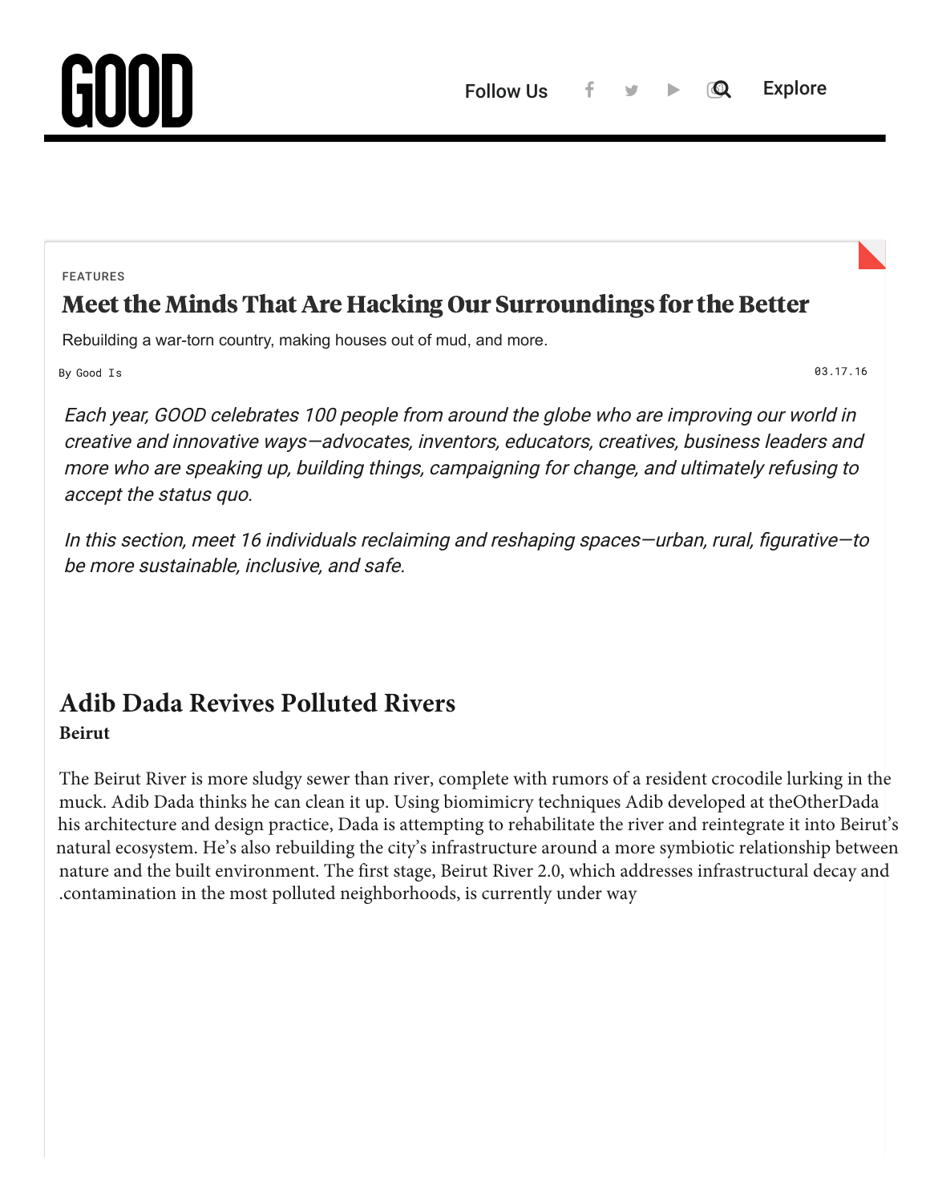FEATURES

# Meet the Minds That Are Hacking Our Surroundings for the Better

Rebuilding a war-torn country, making houses out of mud, and more.

By Good Is

03.17.16

*Each year, GOOD celebrates 100 people from around the globe who are improving our world in creative and innovative ways—advocates, inventors, educators, creatives, business leaders and more who are speaking up, building things, campaigning for change, and ultimately refusing to accept the status quo.*

*In this section, meet 16 individuals reclaiming and reshaping spaces—urban, rural, figurative—to be more sustainable, inclusive, and safe.*

## Adib Dada Revives Polluted Rivers

**Beirut**

The Beirut River is more sludgy sewer than river, complete with rumors of a resident crocodile lurking in the muck. Adib Dada thinks he can clean it up. Using biomimicry techniques Adib developed at theOtherDada his architecture and design practice, Dada is attempting to rehabilitate the river and reintegrate it into Beirut's natural ecosystem. He's also rebuilding the city's infrastructure around a more symbiotic relationship between nature and the built environment. The first stage, Beirut River 2.0, which addresses infrastructural decay and .contamination in the most polluted neighborhoods, is currently under way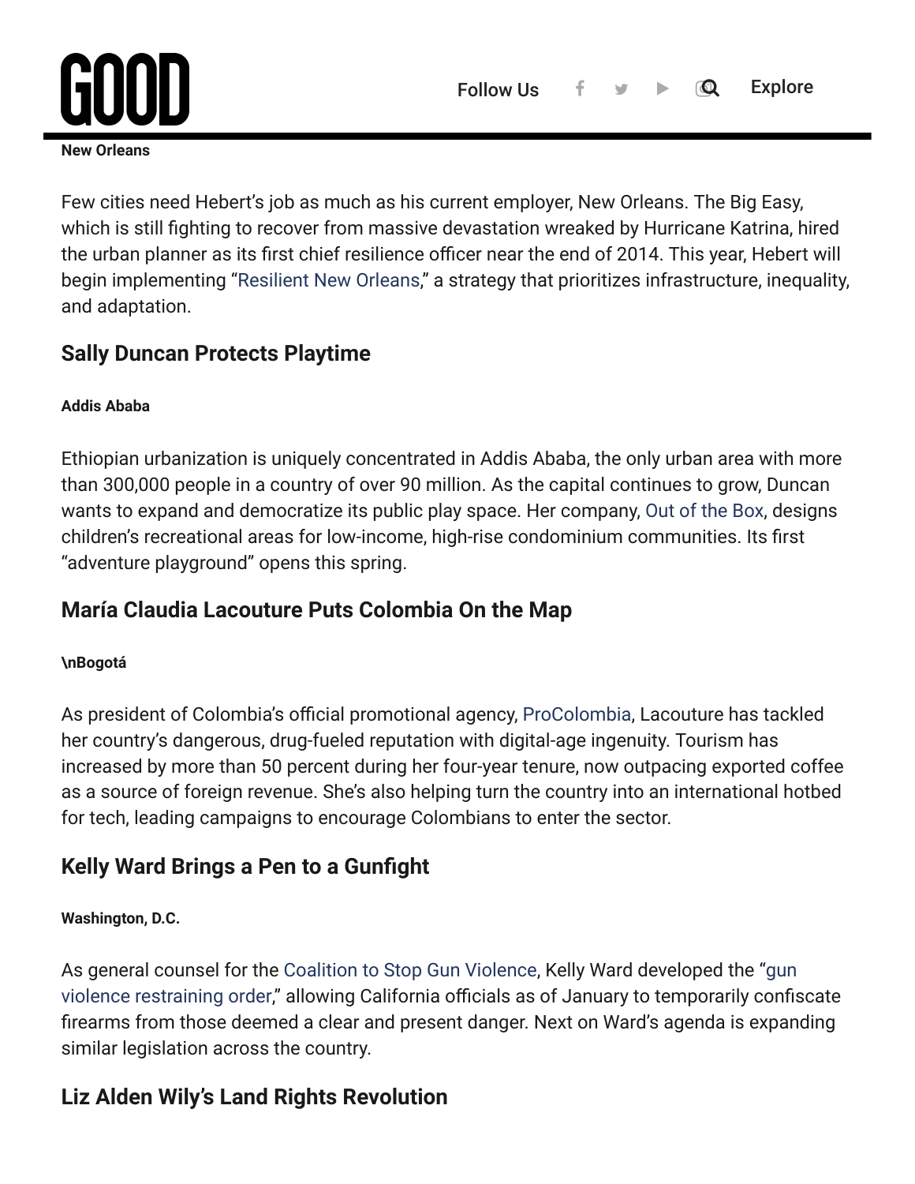**New Orleans**

Few cities need Hebert's job as much as his current employer, New Orleans. The Big Easy, which is still fighting to recover from massive devastation wreaked by Hurricane Katrina, hired the urban planner as its first chief resilience officer near the end of 2014. This year, Hebert will begin implementing "Resilient New Orleans," a strategy that prioritizes infrastructure, inequality, and adaptation.

## Sally Duncan Protects Playtime

**Addis Ababa**

Ethiopian urbanization is uniquely concentrated in Addis Ababa, the only urban area with more than 300,000 people in a country of over 90 million. As the capital continues to grow, Duncan wants to expand and democratize its public play space. Her company, Out of the Box, designs children's recreational areas for low-income, high-rise condominium communities. Its first "adventure playground" opens this spring.

## María Claudia Lacouture Puts Colombia On the Map

**\nBogotá**

As president of Colombia's official promotional agency, ProColombia, Lacouture has tackled her country's dangerous, drug-fueled reputation with digital-age ingenuity. Tourism has increased by more than 50 percent during her four-year tenure, now outpacing exported coffee as a source of foreign revenue. She's also helping turn the country into an international hotbed for tech, leading campaigns to encourage Colombians to enter the sector.

## Kelly Ward Brings a Pen to a Gunfight

**Washington, D.C.**

As general counsel for the Coalition to Stop Gun Violence, Kelly Ward developed the "gun violence restraining order," allowing California officials as of January to temporarily confiscate firearms from those deemed a clear and present danger. Next on Ward's agenda is expanding similar legislation across the country.

## Liz Alden Wily's Land Rights Revolution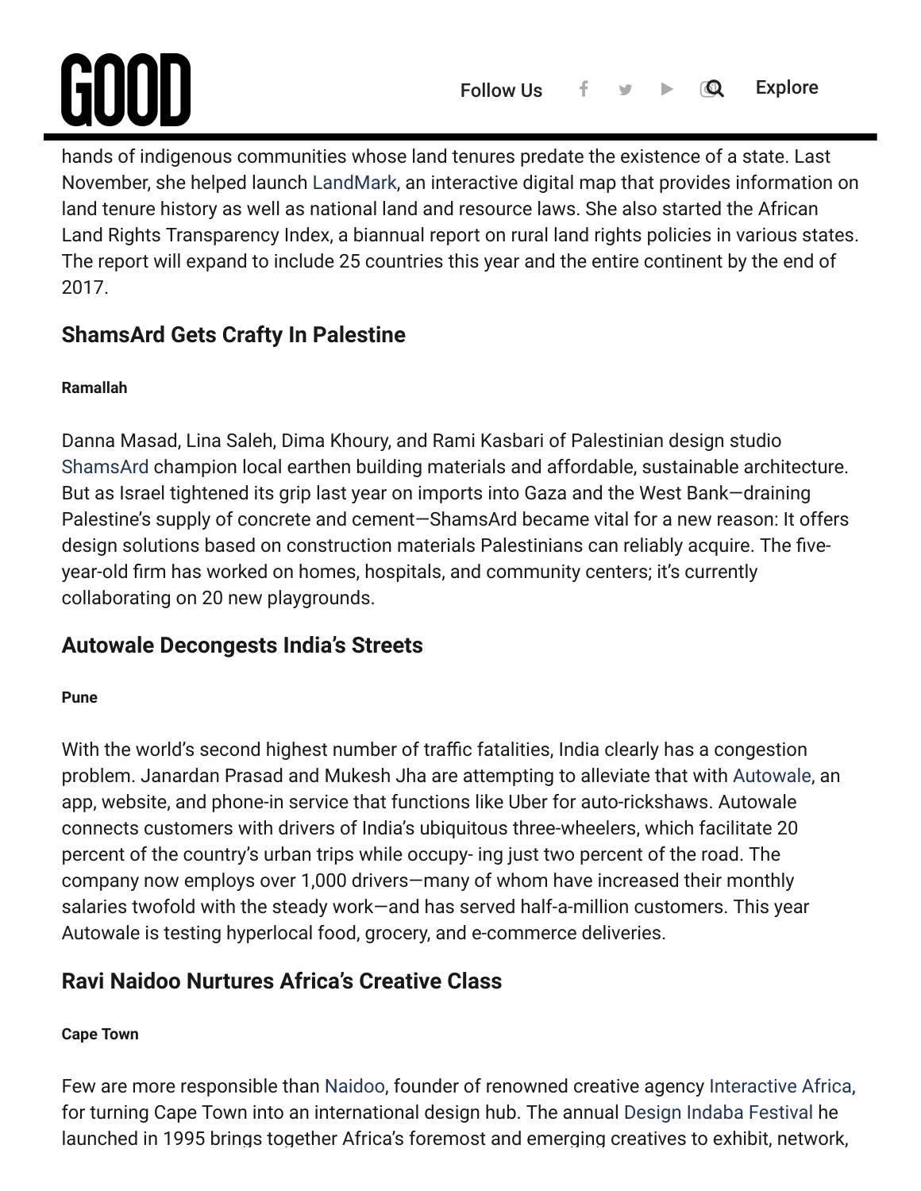hands of indigenous communities whose land tenures predate the existence of a state. Last November, she helped launch LandMark, an interactive digital map that provides information on land tenure history as well as national land and resource laws. She also started the African Land Rights Transparency Index, a biannual report on rural land rights policies in various states. The report will expand to include 25 countries this year and the entire continent by the end of 2017.

## ShamsArd Gets Crafty In Palestine

**Ramallah**

Danna Masad, Lina Saleh, Dima Khoury, and Rami Kasbari of Palestinian design studio ShamsArd champion local earthen building materials and affordable, sustainable architecture. But as Israel tightened its grip last year on imports into Gaza and the West Bank—draining Palestine's supply of concrete and cement—ShamsArd became vital for a new reason: It offers design solutions based on construction materials Palestinians can reliably acquire. The five-year-old firm has worked on homes, hospitals, and community centers; it's currently collaborating on 20 new playgrounds.

## Autowale Decongests India's Streets

**Pune**

With the world's second highest number of traffic fatalities, India clearly has a congestion problem. Janardan Prasad and Mukesh Jha are attempting to alleviate that with Autowale, an app, website, and phone-in service that functions like Uber for auto-rickshaws. Autowale connects customers with drivers of India's ubiquitous three-wheelers, which facilitate 20 percent of the country's urban trips while occupy- ing just two percent of the road. The company now employs over 1,000 drivers—many of whom have increased their monthly salaries twofold with the steady work—and has served half-a-million customers. This year Autowale is testing hyperlocal food, grocery, and e-commerce deliveries.

## Ravi Naidoo Nurtures Africa's Creative Class

**Cape Town**

Few are more responsible than Naidoo, founder of renowned creative agency Interactive Africa, for turning Cape Town into an international design hub. The annual Design Indaba Festival he launched in 1995 brings together Africa's foremost and emerging creatives to exhibit, network,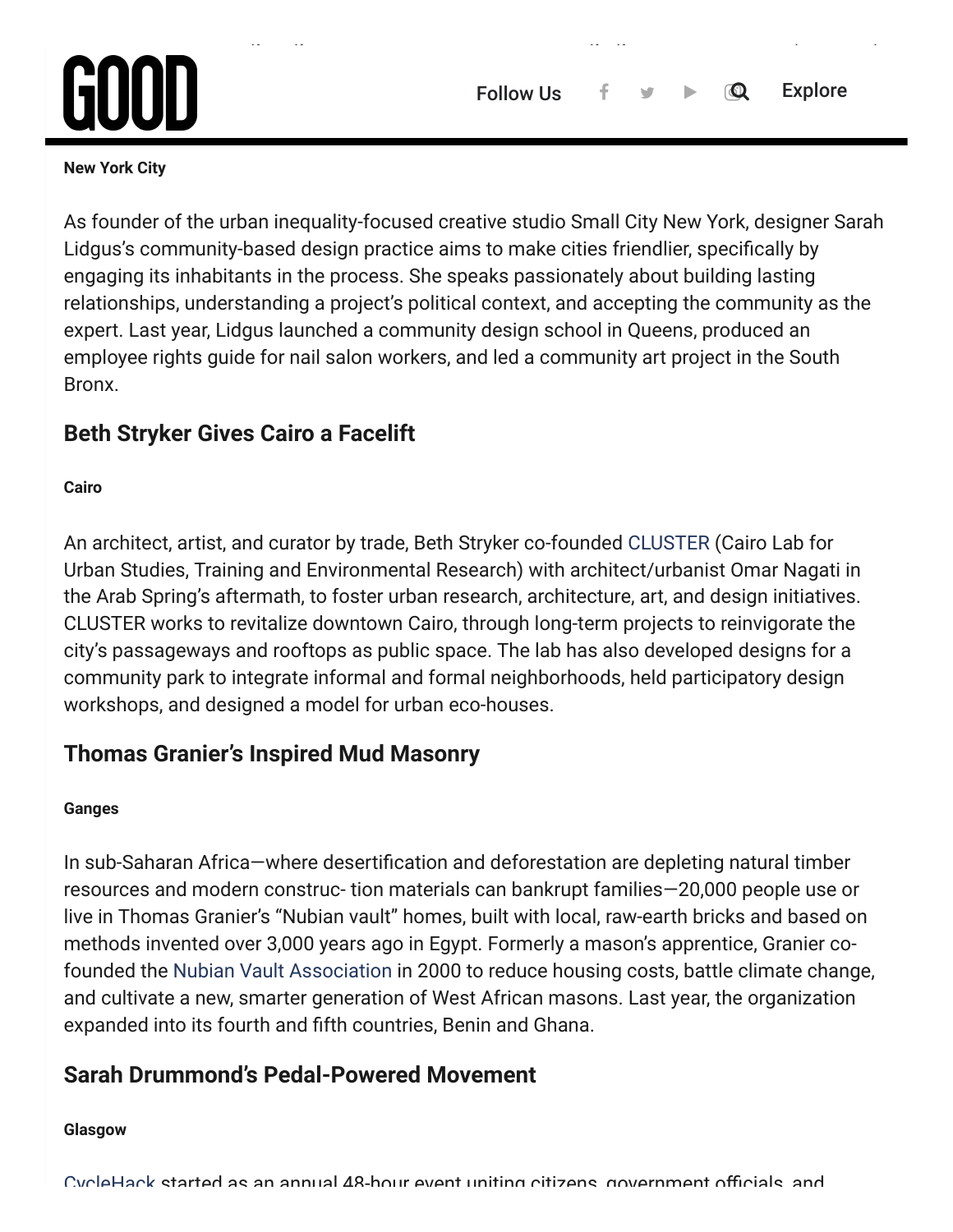**New York City**

As founder of the urban inequality-focused creative studio Small City New York, designer Sarah Lidgus's community-based design practice aims to make cities friendlier, specifically by engaging its inhabitants in the process. She speaks passionately about building lasting relationships, understanding a project's political context, and accepting the community as the expert. Last year, Lidgus launched a community design school in Queens, produced an employee rights guide for nail salon workers, and led a community art project in the South Bronx.

## Beth Stryker Gives Cairo a Facelift

**Cairo**

An architect, artist, and curator by trade, Beth Stryker co-founded CLUSTER (Cairo Lab for Urban Studies, Training and Environmental Research) with architect/urbanist Omar Nagati in the Arab Spring's aftermath, to foster urban research, architecture, art, and design initiatives. CLUSTER works to revitalize downtown Cairo, through long-term projects to reinvigorate the city's passageways and rooftops as public space. The lab has also developed designs for a community park to integrate informal and formal neighborhoods, held participatory design workshops, and designed a model for urban eco-houses.

## Thomas Granier's Inspired Mud Masonry

**Ganges**

In sub-Saharan Africa—where desertification and deforestation are depleting natural timber resources and modern construc- tion materials can bankrupt families—20,000 people use or live in Thomas Granier's "Nubian vault" homes, built with local, raw-earth bricks and based on methods invented over 3,000 years ago in Egypt. Formerly a mason's apprentice, Granier co-founded the Nubian Vault Association in 2000 to reduce housing costs, battle climate change, and cultivate a new, smarter generation of West African masons. Last year, the organization expanded into its fourth and fifth countries, Benin and Ghana.

## Sarah Drummond's Pedal-Powered Movement

**Glasgow**

CycleHack started as an annual 48-hour event uniting citizens, government officials, and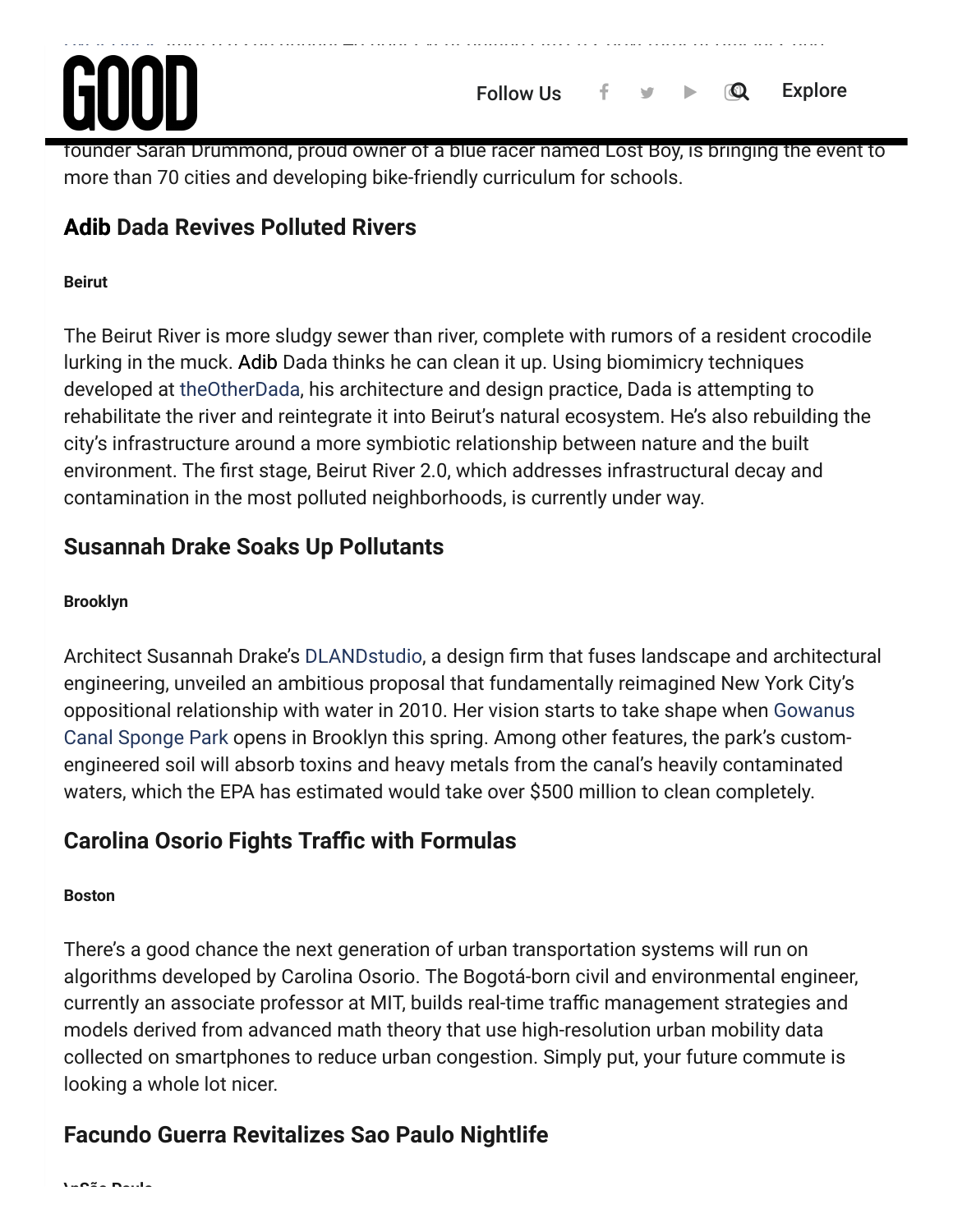founder Sarah Drummond, proud owner of a blue racer named Lost Boy, is bringing the event to more than 70 cities and developing bike-friendly curriculum for schools.

## Adib Dada Revives Polluted Rivers

**Beirut**

The Beirut River is more sludgy sewer than river, complete with rumors of a resident crocodile lurking in the muck. Adib Dada thinks he can clean it up. Using biomimicry techniques developed at theOtherDada, his architecture and design practice, Dada is attempting to rehabilitate the river and reintegrate it into Beirut's natural ecosystem. He's also rebuilding the city's infrastructure around a more symbiotic relationship between nature and the built environment. The first stage, Beirut River 2.0, which addresses infrastructural decay and contamination in the most polluted neighborhoods, is currently under way.

## Susannah Drake Soaks Up Pollutants

**Brooklyn**

Architect Susannah Drake's DLANDstudio, a design firm that fuses landscape and architectural engineering, unveiled an ambitious proposal that fundamentally reimagined New York City's oppositional relationship with water in 2010. Her vision starts to take shape when Gowanus Canal Sponge Park opens in Brooklyn this spring. Among other features, the park's custom-engineered soil will absorb toxins and heavy metals from the canal's heavily contaminated waters, which the EPA has estimated would take over $500 million to clean completely.

## Carolina Osorio Fights Traffic with Formulas

**Boston**

There's a good chance the next generation of urban transportation systems will run on algorithms developed by Carolina Osorio. The Bogotá-born civil and environmental engineer, currently an associate professor at MIT, builds real-time traffic management strategies and models derived from advanced math theory that use high-resolution urban mobility data collected on smartphones to reduce urban congestion. Simply put, your future commute is looking a whole lot nicer.

## Facundo Guerra Revitalizes Sao Paulo Nightlife

**\nSão Paulo**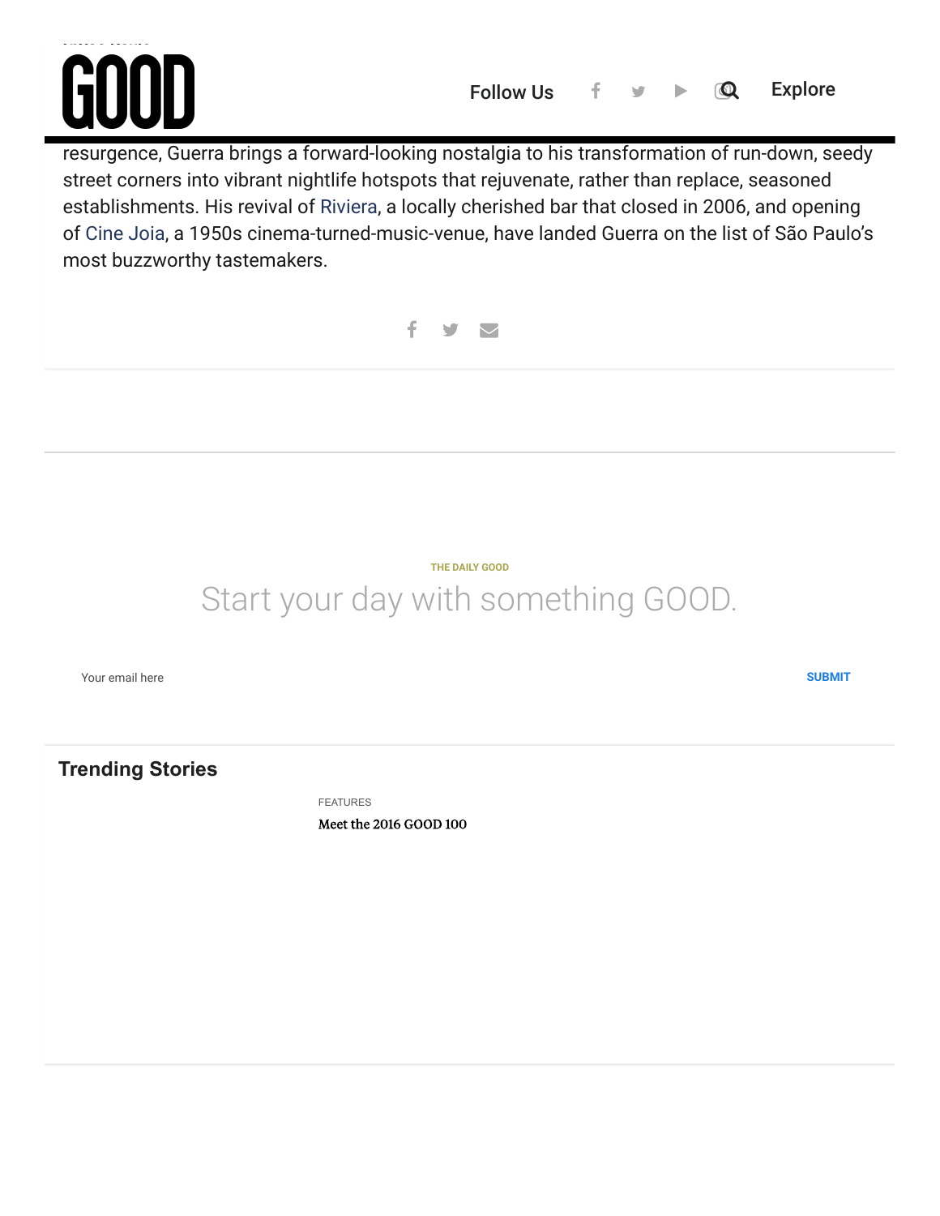resurgence, Guerra brings a forward-looking nostalgia to his transformation of run-down, seedy street corners into vibrant nightlife hotspots that rejuvenate, rather than replace, seasoned establishments. His revival of Riviera, a locally cherished bar that closed in 2006, and opening of Cine Joia, a 1950s cinema-turned-music-venue, have landed Guerra on the list of São Paulo's most buzzworthy tastemakers.

THE DAILY GOOD

Start your day with something GOOD.

Your email here

SUBMIT

## Trending Stories

FEATURES

Meet the 2016 GOOD 100